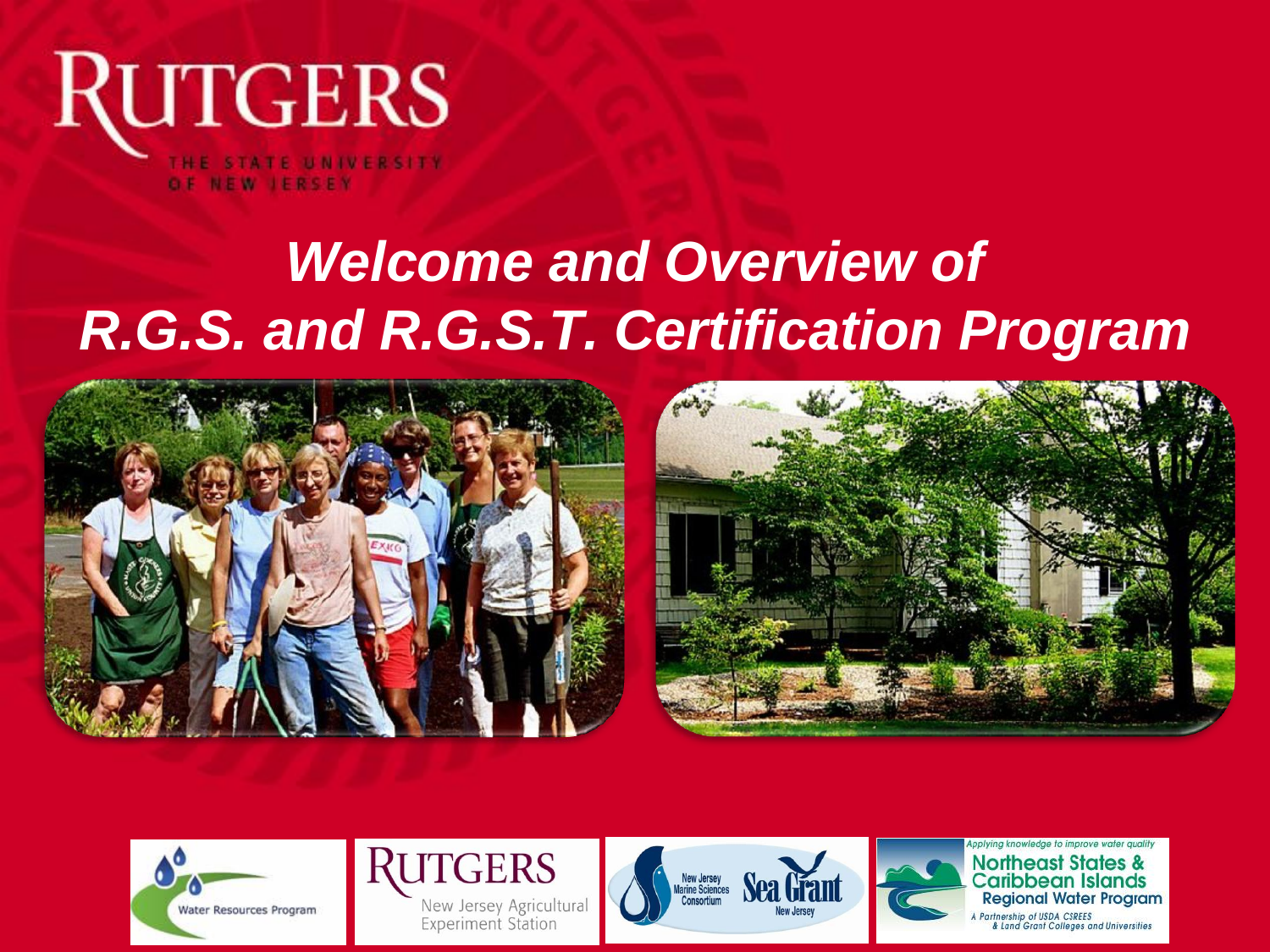RUTGERS

THE STATE UNIVERSITY OF NEW JERSEY

# *Welcome and Overview of R.G.S. and R.G.S.T. Certification Program*

Water Resources Program

RUTGERS New Jersey Agricultural Experiment Station

New Jersey Marine Sciences Consortium Sea Grant New Jersey

Applying knowledge to improve water quality
Northeast States & Caribbean Islands Regional Water Program
A Partnership of USDA CSREES & Land Grant Colleges and Universities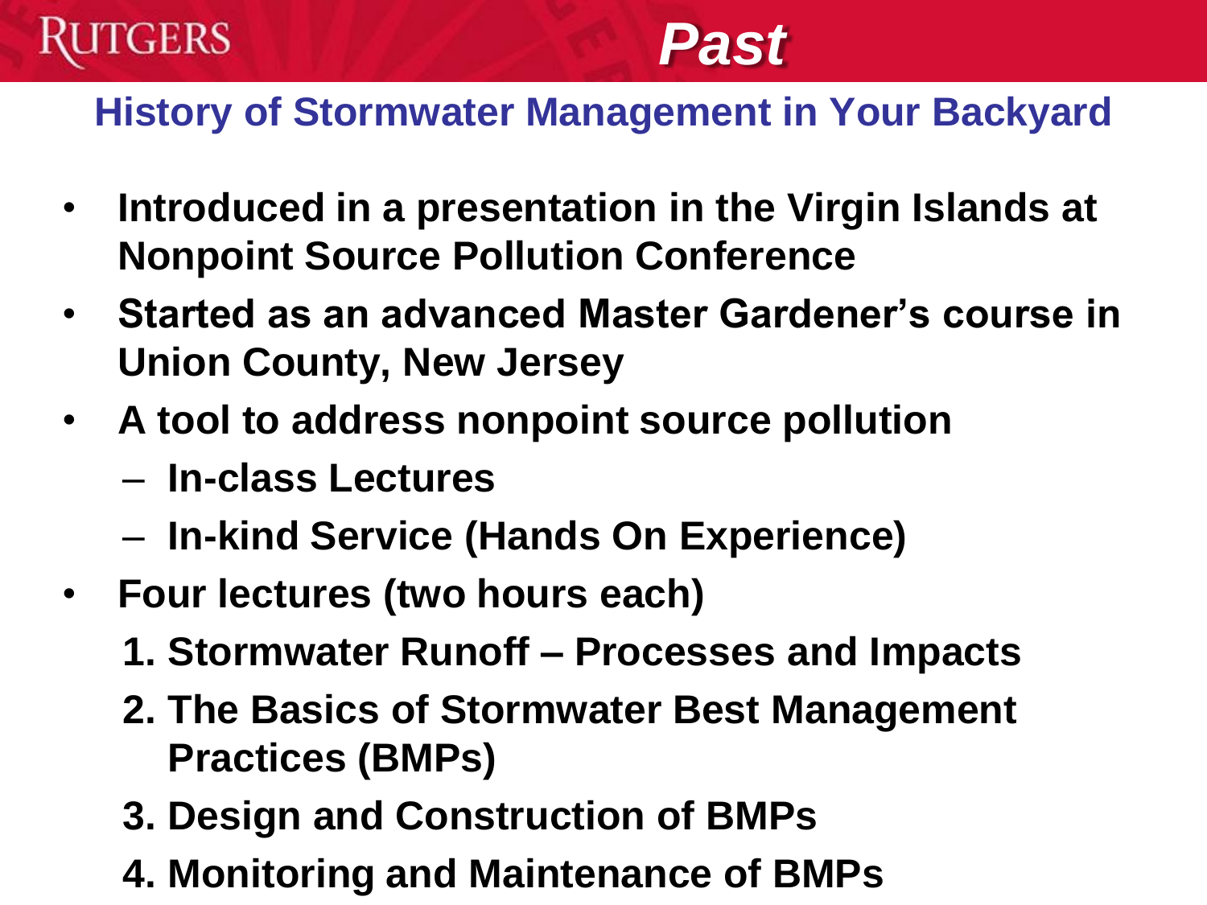# Past

## History of Stormwater Management in Your Backyard

- **Introduced in a presentation in the Virgin Islands at Nonpoint Source Pollution Conference**
- **Started as an advanced Master Gardener's course in Union County, New Jersey**
- **A tool to address nonpoint source pollution**
  - **In-class Lectures**
  - **In-kind Service (Hands On Experience)**
- **Four lectures (two hours each)**
  1. **Stormwater Runoff – Processes and Impacts**
  2. **The Basics of Stormwater Best Management Practices (BMPs)**
  3. **Design and Construction of BMPs**
  4. **Monitoring and Maintenance of BMPs**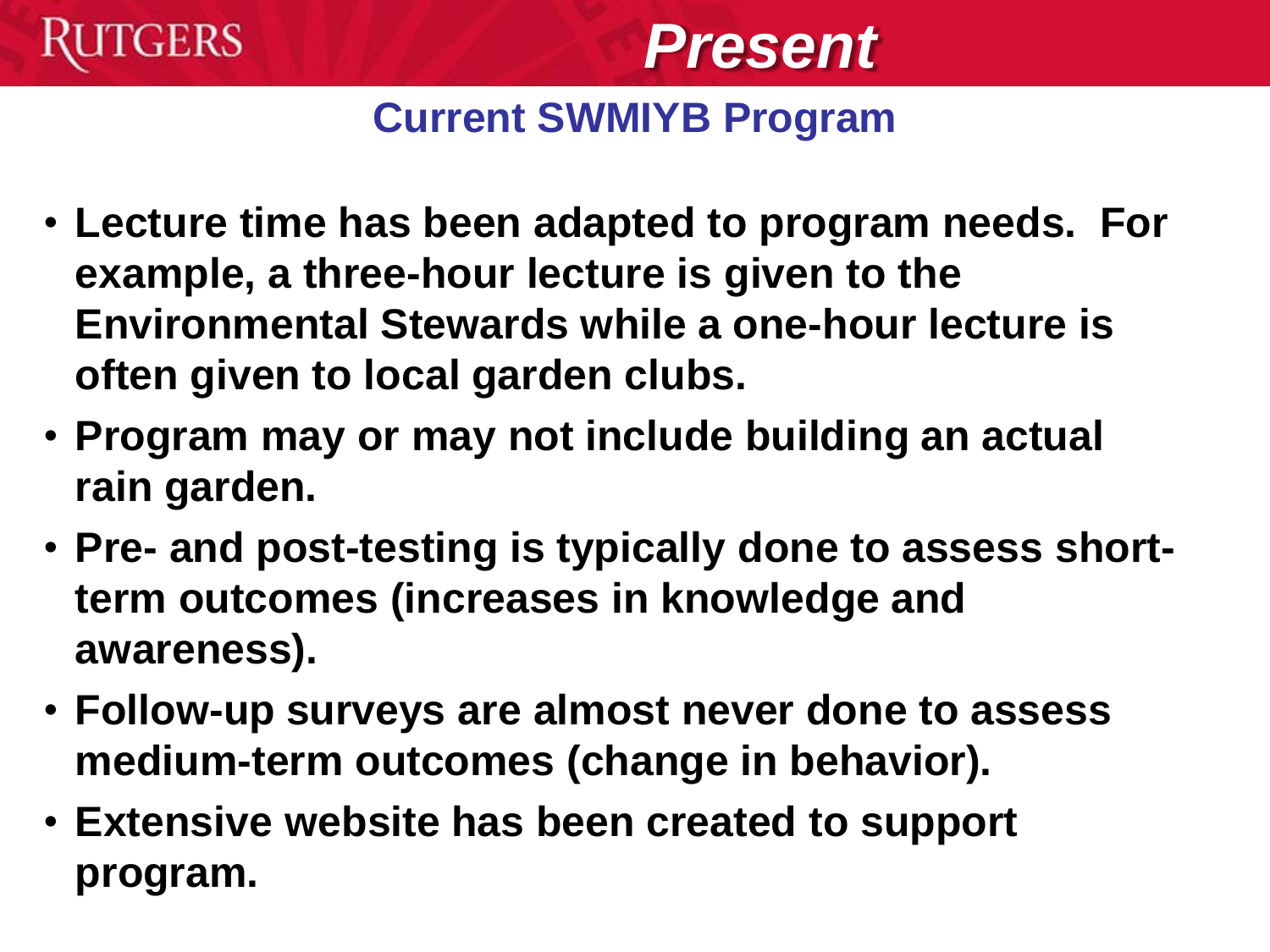# Present

## Current SWMIYB Program

- **Lecture time has been adapted to program needs. For example, a three-hour lecture is given to the Environmental Stewards while a one-hour lecture is often given to local garden clubs.**
- **Program may or may not include building an actual rain garden.**
- **Pre- and post-testing is typically done to assess short-term outcomes (increases in knowledge and awareness).**
- **Follow-up surveys are almost never done to assess medium-term outcomes (change in behavior).**
- **Extensive website has been created to support program.**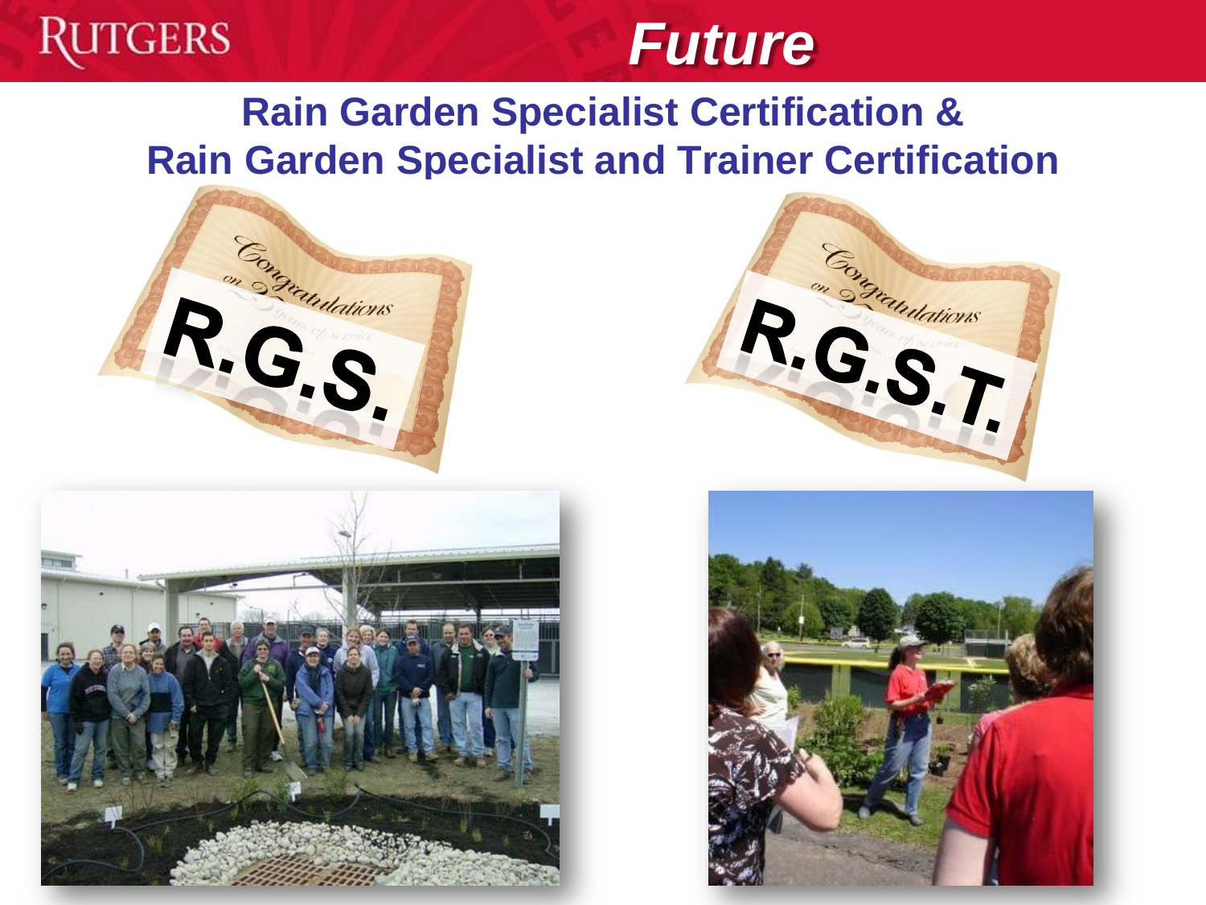# Future

## Rain Garden Specialist Certification & Rain Garden Specialist and Trainer Certification

R.G.S.

R.G.S.T.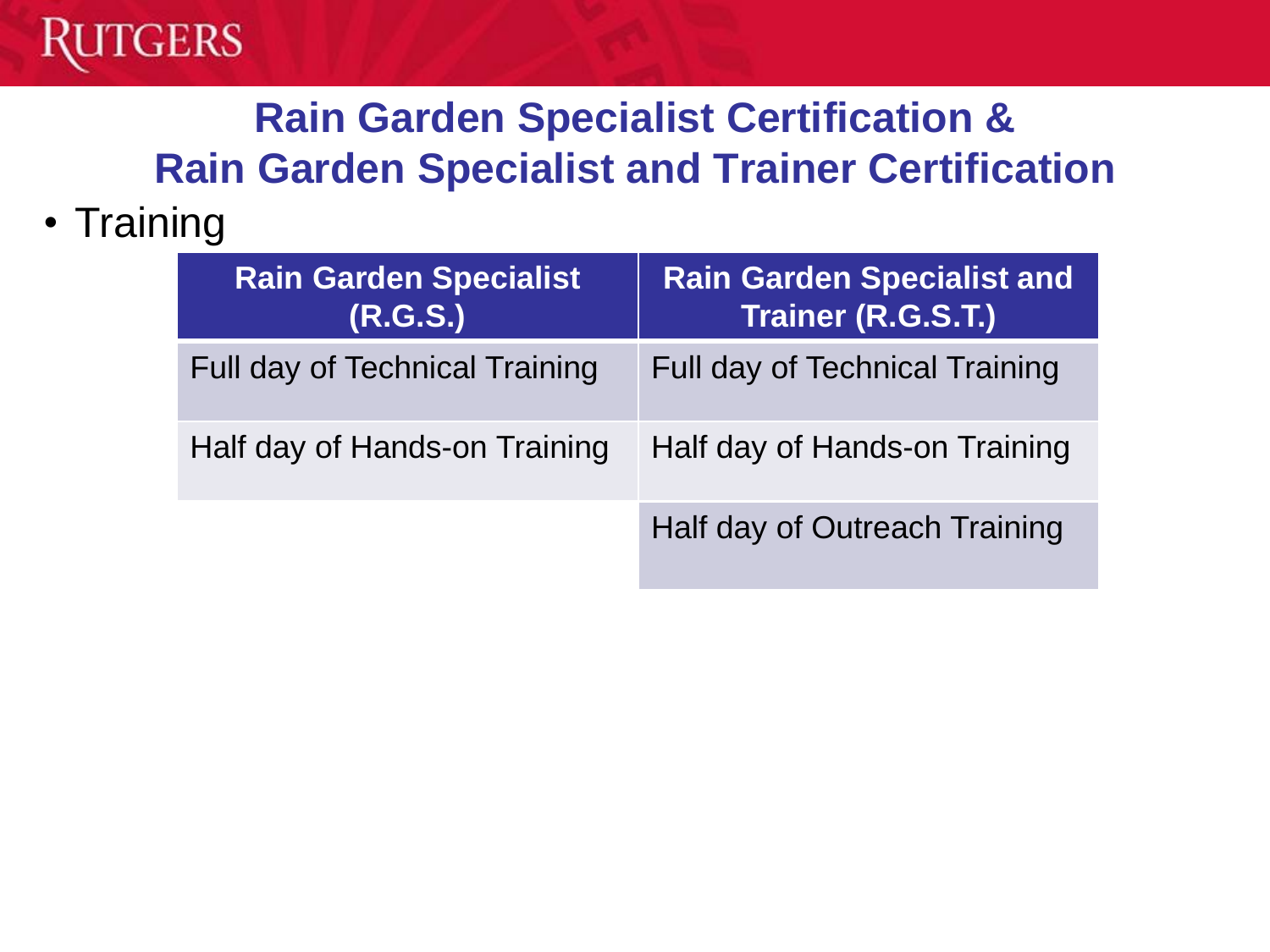# Rain Garden Specialist Certification & Rain Garden Specialist and Trainer Certification

- Training

| Rain Garden Specialist (R.G.S.) | Rain Garden Specialist and Trainer (R.G.S.T.) |
|---|---|
| Full day of Technical Training | Full day of Technical Training |
| Half day of Hands-on Training | Half day of Hands-on Training |
| | Half day of Outreach Training |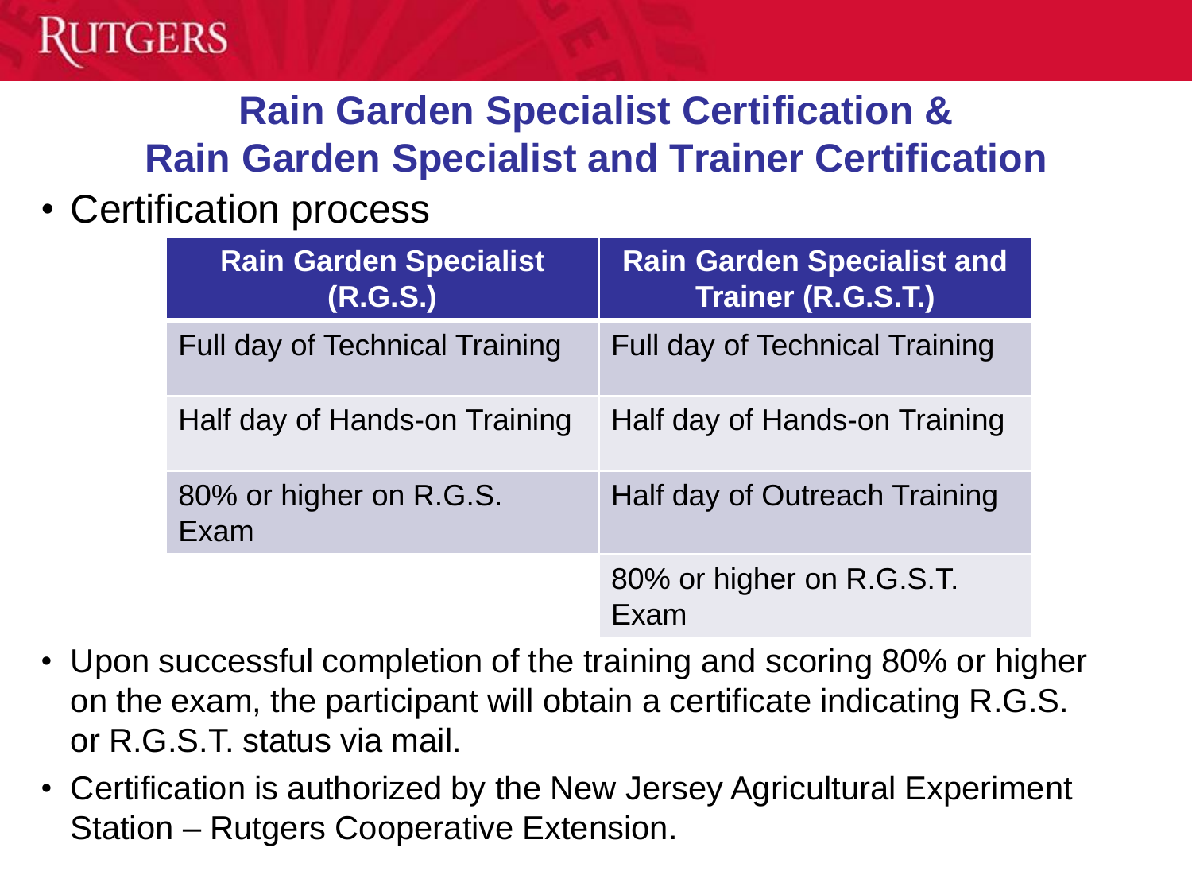## Rain Garden Specialist Certification & Rain Garden Specialist and Trainer Certification

- Certification process

| Rain Garden Specialist (R.G.S.) | Rain Garden Specialist and Trainer (R.G.S.T.) |
|---|---|
| Full day of Technical Training | Full day of Technical Training |
| Half day of Hands-on Training | Half day of Hands-on Training |
| 80% or higher on R.G.S. Exam | Half day of Outreach Training |
| | 80% or higher on R.G.S.T. Exam |

- Upon successful completion of the training and scoring 80% or higher on the exam, the participant will obtain a certificate indicating R.G.S. or R.G.S.T. status via mail.
- Certification is authorized by the New Jersey Agricultural Experiment Station – Rutgers Cooperative Extension.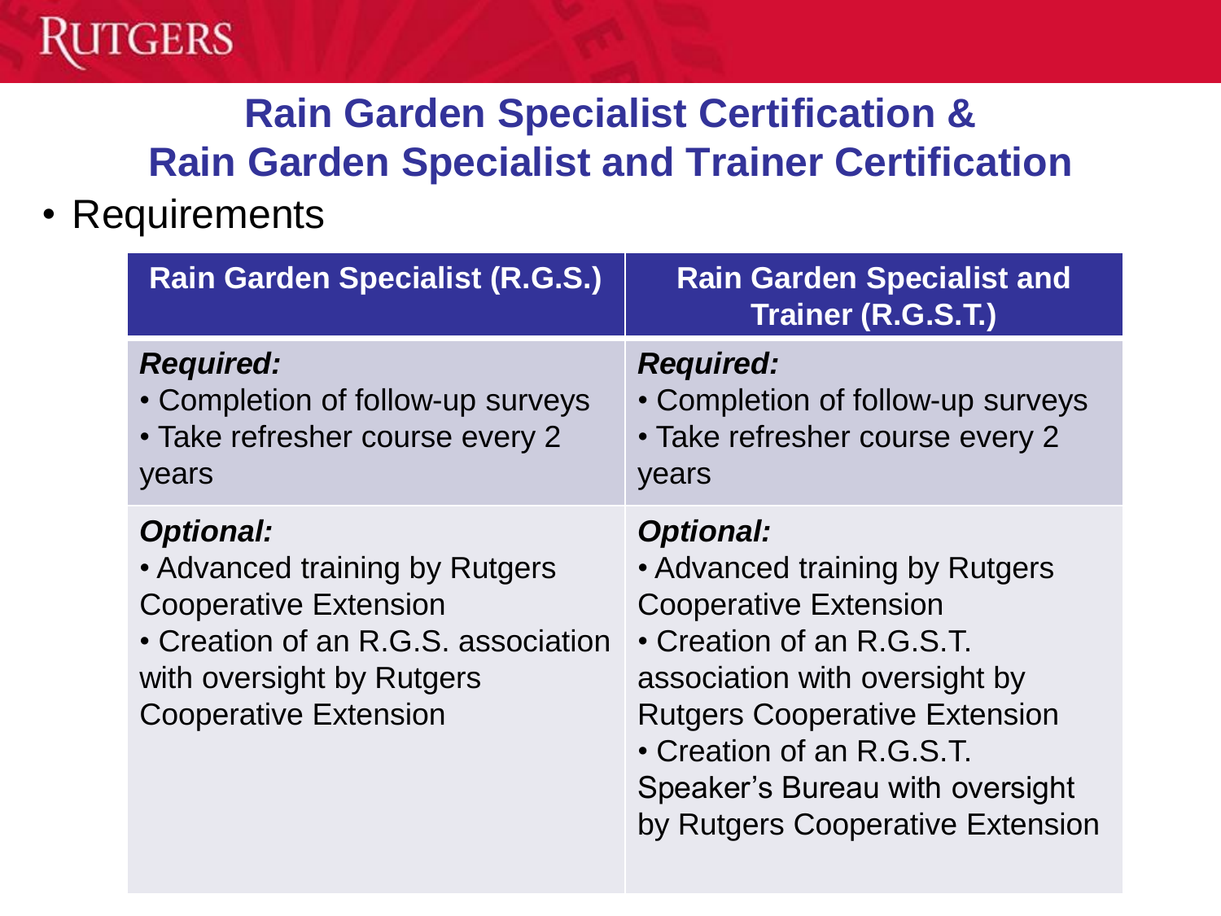## Rain Garden Specialist Certification & Rain Garden Specialist and Trainer Certification

- Requirements

| Rain Garden Specialist (R.G.S.) | Rain Garden Specialist and Trainer (R.G.S.T.) |
|---|---|
| ***Required:*** <br>• Completion of follow-up surveys <br>• Take refresher course every 2 years | ***Required:*** <br>• Completion of follow-up surveys <br>• Take refresher course every 2 years |
| ***Optional:*** <br>• Advanced training by Rutgers Cooperative Extension <br>• Creation of an R.G.S. association with oversight by Rutgers Cooperative Extension | ***Optional:*** <br>• Advanced training by Rutgers Cooperative Extension <br>• Creation of an R.G.S.T. association with oversight by Rutgers Cooperative Extension <br>• Creation of an R.G.S.T. Speaker's Bureau with oversight by Rutgers Cooperative Extension |